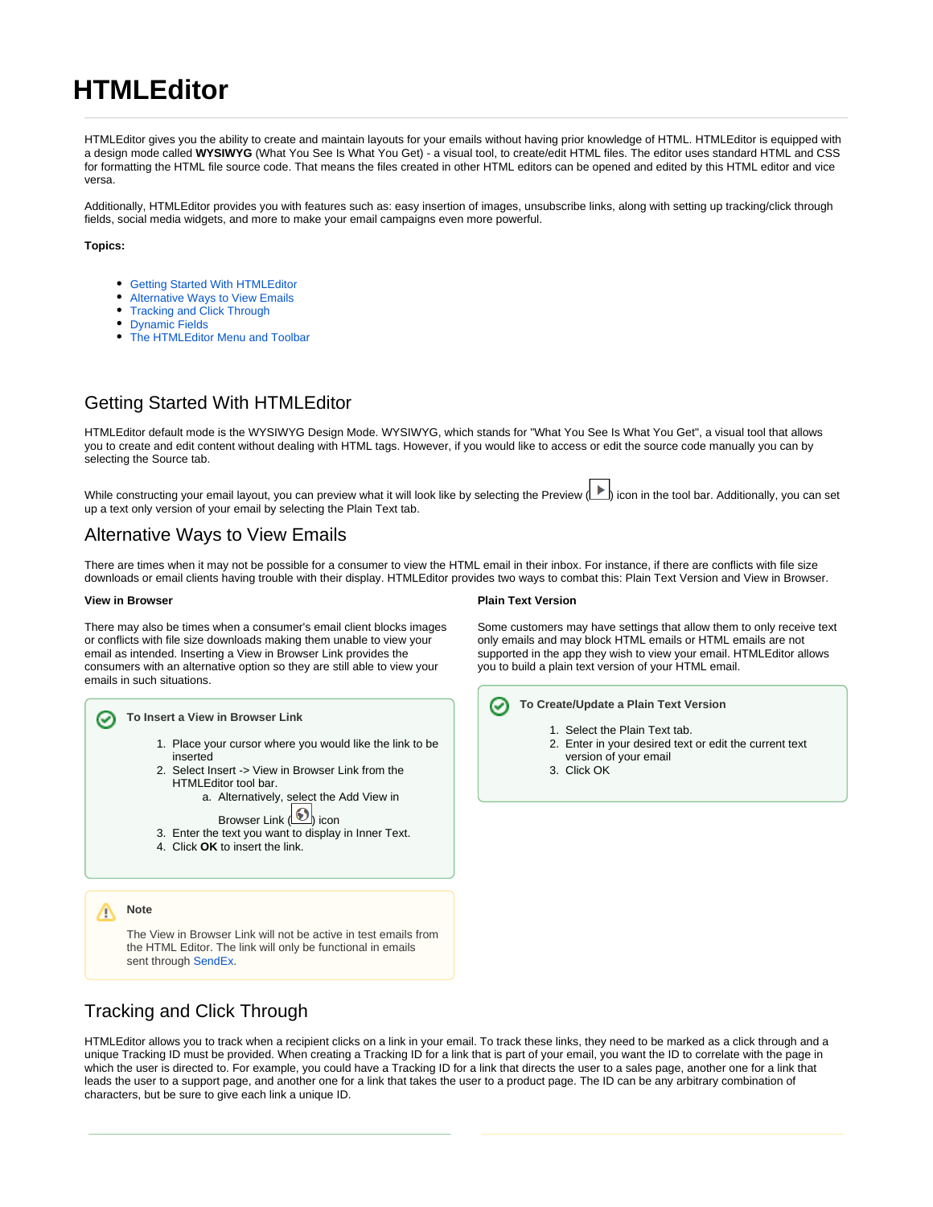# HTMLEditor

HTMLEditor gives you the ability to create and maintain layouts for your emails without having prior knowledge of HTML. HTMLEditor is equipped with a design mode called **WYSIWYG** (What You See Is What You Get) - a visual tool, to create/edit HTML files. The editor uses standard HTML and CSS for formatting the HTML file source code. That means the files created in other HTML editors can be opened and edited by this HTML editor and vice versa.

Additionally, HTMLEditor provides you with features such as: easy insertion of images, unsubscribe links, along with setting up tracking/click through fields, social media widgets, and more to make your email campaigns even more powerful.

**Topics:**

- Getting Started With HTMLEditor
- Alternative Ways to View Emails
- Tracking and Click Through
- Dynamic Fields
- The HTMLEditor Menu and Toolbar

## Getting Started With HTMLEditor

HTMLEditor default mode is the WYSIWYG Design Mode. WYSIWYG, which stands for "What You See Is What You Get", a visual tool that allows you to create and edit content without dealing with HTML tags. However, if you would like to access or edit the source code manually you can by selecting the Source tab.

While constructing your email layout, you can preview what it will look like by selecting the Preview ( ) icon in the tool bar. Additionally, you can set up a text only version of your email by selecting the Plain Text tab.

## Alternative Ways to View Emails

There are times when it may not be possible for a consumer to view the HTML email in their inbox. For instance, if there are conflicts with file size downloads or email clients having trouble with their display. HTMLEditor provides two ways to combat this: Plain Text Version and View in Browser.

**View in Browser**

There may also be times when a consumer's email client blocks images or conflicts with file size downloads making them unable to view your email as intended. Inserting a View in Browser Link provides the consumers with an alternative option so they are still able to view your emails in such situations.

**To Insert a View in Browser Link**

1. Place your cursor where you would like the link to be inserted
2. Select Insert -> View in Browser Link from the HTMLEditor tool bar.
   a. Alternatively, select the Add View in Browser Link ( ) icon
3. Enter the text you want to display in Inner Text.
4. Click **OK** to insert the link.

**Note**

The View in Browser Link will not be active in test emails from the HTML Editor. The link will only be functional in emails sent through SendEx.

**Plain Text Version**

Some customers may have settings that allow them to only receive text only emails and may block HTML emails or HTML emails are not supported in the app they wish to view your email. HTMLEditor allows you to build a plain text version of your HTML email.

**To Create/Update a Plain Text Version**

1. Select the Plain Text tab.
2. Enter in your desired text or edit the current text version of your email
3. Click OK

## Tracking and Click Through

HTMLEditor allows you to track when a recipient clicks on a link in your email. To track these links, they need to be marked as a click through and a unique Tracking ID must be provided. When creating a Tracking ID for a link that is part of your email, you want the ID to correlate with the page in which the user is directed to. For example, you could have a Tracking ID for a link that directs the user to a sales page, another one for a link that leads the user to a support page, and another one for a link that takes the user to a product page. The ID can be any arbitrary combination of characters, but be sure to give each link a unique ID.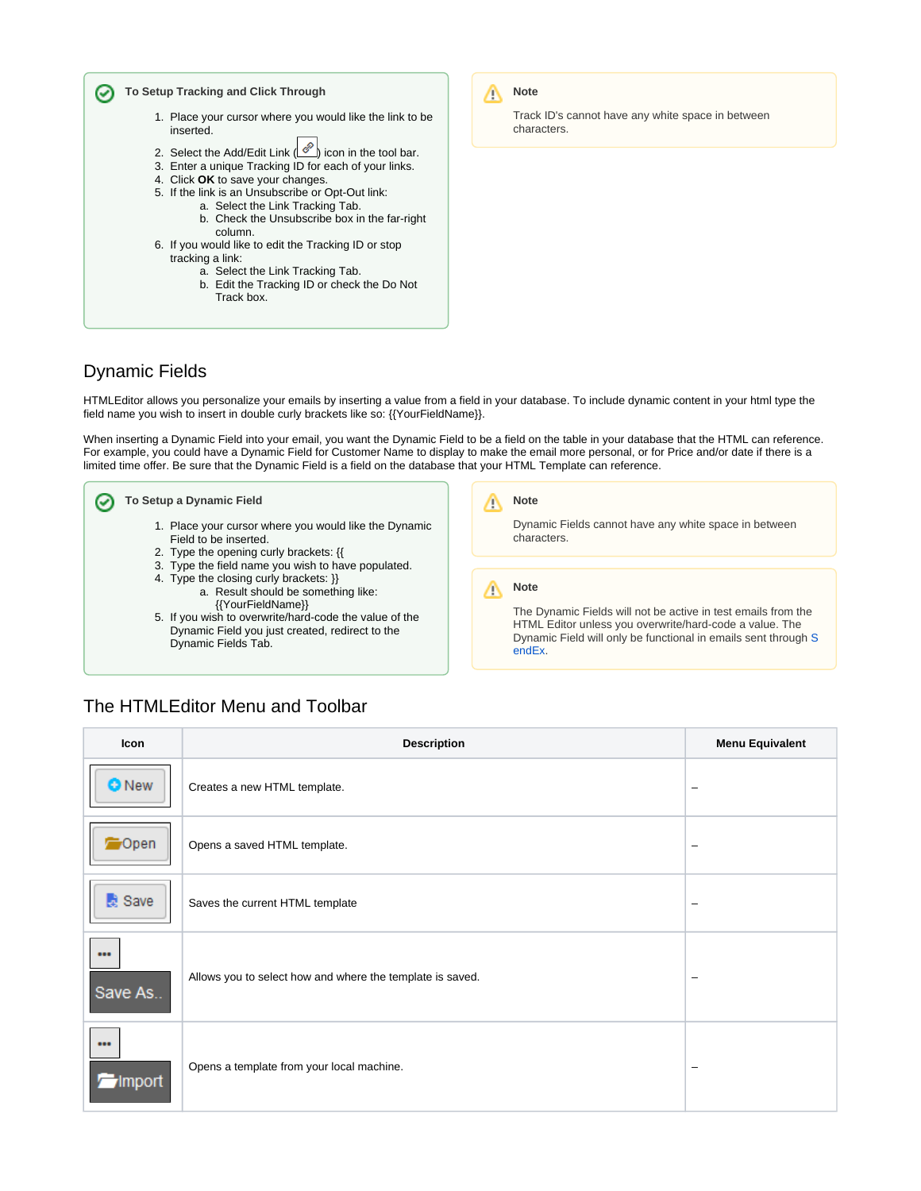**To Setup Tracking and Click Through**

1. Place your cursor where you would like the link to be inserted.
2. Select the Add/Edit Link ( ) icon in the tool bar.
3. Enter a unique Tracking ID for each of your links.
4. Click **OK** to save your changes.
5. If the link is an Unsubscribe or Opt-Out link:
   a. Select the Link Tracking Tab.
   b. Check the Unsubscribe box in the far-right column.
6. If you would like to edit the Tracking ID or stop tracking a link:
   a. Select the Link Tracking Tab.
   b. Edit the Tracking ID or check the Do Not Track box.

**Note**

Track ID's cannot have any white space in between characters.

## Dynamic Fields

HTMLEditor allows you personalize your emails by inserting a value from a field in your database. To include dynamic content in your html type the field name you wish to insert in double curly brackets like so: {{YourFieldName}}.

When inserting a Dynamic Field into your email, you want the Dynamic Field to be a field on the table in your database that the HTML can reference. For example, you could have a Dynamic Field for Customer Name to display to make the email more personal, or for Price and/or date if there is a limited time offer. Be sure that the Dynamic Field is a field on the database that your HTML Template can reference.

**To Setup a Dynamic Field**

1. Place your cursor where you would like the Dynamic Field to be inserted.
2. Type the opening curly brackets: {{
3. Type the field name you wish to have populated.
4. Type the closing curly brackets: }}
   a. Result should be something like: {{YourFieldName}}
5. If you wish to overwrite/hard-code the value of the Dynamic Field you just created, redirect to the Dynamic Fields Tab.

**Note**

Dynamic Fields cannot have any white space in between characters.

**Note**

The Dynamic Fields will not be active in test emails from the HTML Editor unless you overwrite/hard-code a value. The Dynamic Field will only be functional in emails sent through SendEx.

## The HTMLEditor Menu and Toolbar

| Icon | Description | Menu Equivalent |
| --- | --- | --- |
| New | Creates a new HTML template. | – |
| Open | Opens a saved HTML template. | – |
| Save | Saves the current HTML template | – |
| ••• Save As.. | Allows you to select how and where the template is saved. | – |
| ••• Import | Opens a template from your local machine. | – |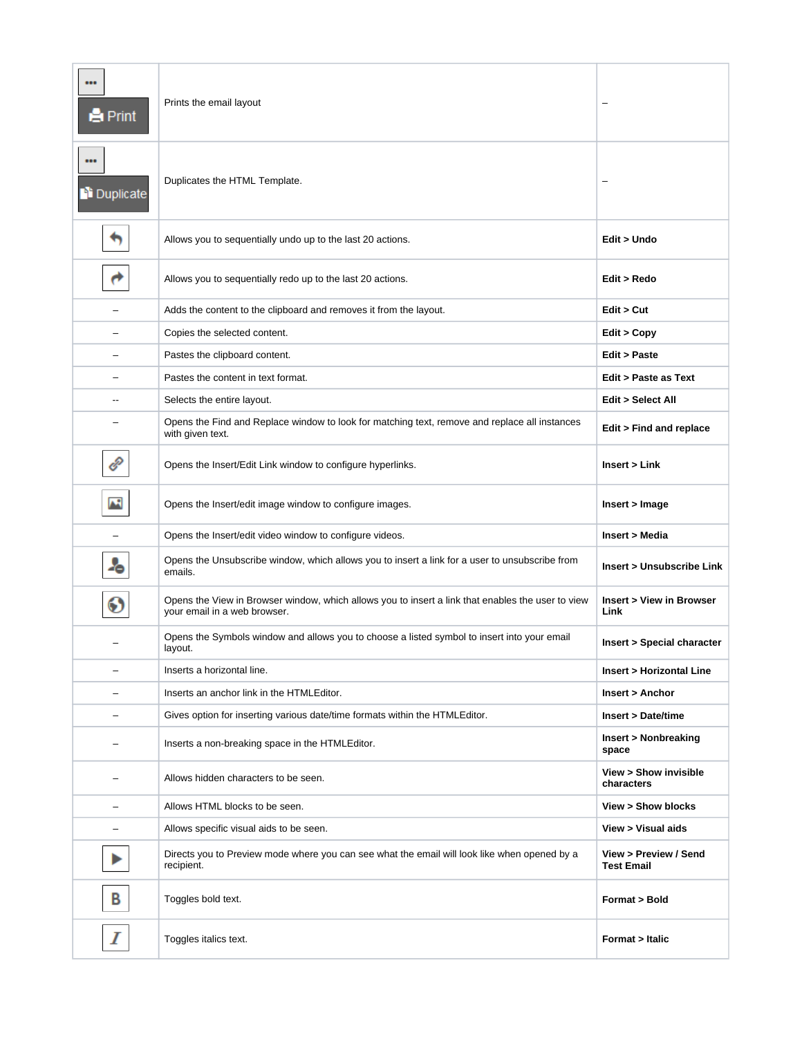| | | |
|---|---|---|
| ... Print | Prints the email layout | – |
| ... Duplicate | Duplicates the HTML Template. | – |
| | Allows you to sequentially undo up to the last 20 actions. | **Edit > Undo** |
| | Allows you to sequentially redo up to the last 20 actions. | **Edit > Redo** |
| – | Adds the content to the clipboard and removes it from the layout. | **Edit > Cut** |
| – | Copies the selected content. | **Edit > Copy** |
| – | Pastes the clipboard content. | **Edit > Paste** |
| – | Pastes the content in text format. | **Edit > Paste as Text** |
| -- | Selects the entire layout. | **Edit > Select All** |
| – | Opens the Find and Replace window to look for matching text, remove and replace all instances with given text. | **Edit > Find and replace** |
| | Opens the Insert/Edit Link window to configure hyperlinks. | **Insert > Link** |
| | Opens the Insert/edit image window to configure images. | **Insert > Image** |
| – | Opens the Insert/edit video window to configure videos. | **Insert > Media** |
| | Opens the Unsubscribe window, which allows you to insert a link for a user to unsubscribe from emails. | **Insert > Unsubscribe Link** |
| | Opens the View in Browser window, which allows you to insert a link that enables the user to view your email in a web browser. | **Insert > View in Browser Link** |
| – | Opens the Symbols window and allows you to choose a listed symbol to insert into your email layout. | **Insert > Special character** |
| – | Inserts a horizontal line. | **Insert > Horizontal Line** |
| – | Inserts an anchor link in the HTMLEditor. | **Insert > Anchor** |
| – | Gives option for inserting various date/time formats within the HTMLEditor. | **Insert > Date/time** |
| – | Inserts a non-breaking space in the HTMLEditor. | **Insert > Nonbreaking space** |
| – | Allows hidden characters to be seen. | **View > Show invisible characters** |
| – | Allows HTML blocks to be seen. | **View > Show blocks** |
| – | Allows specific visual aids to be seen. | **View > Visual aids** |
| | Directs you to Preview mode where you can see what the email will look like when opened by a recipient. | **View > Preview / Send Test Email** |
| B | Toggles bold text. | **Format > Bold** |
| I | Toggles italics text. | **Format > Italic** |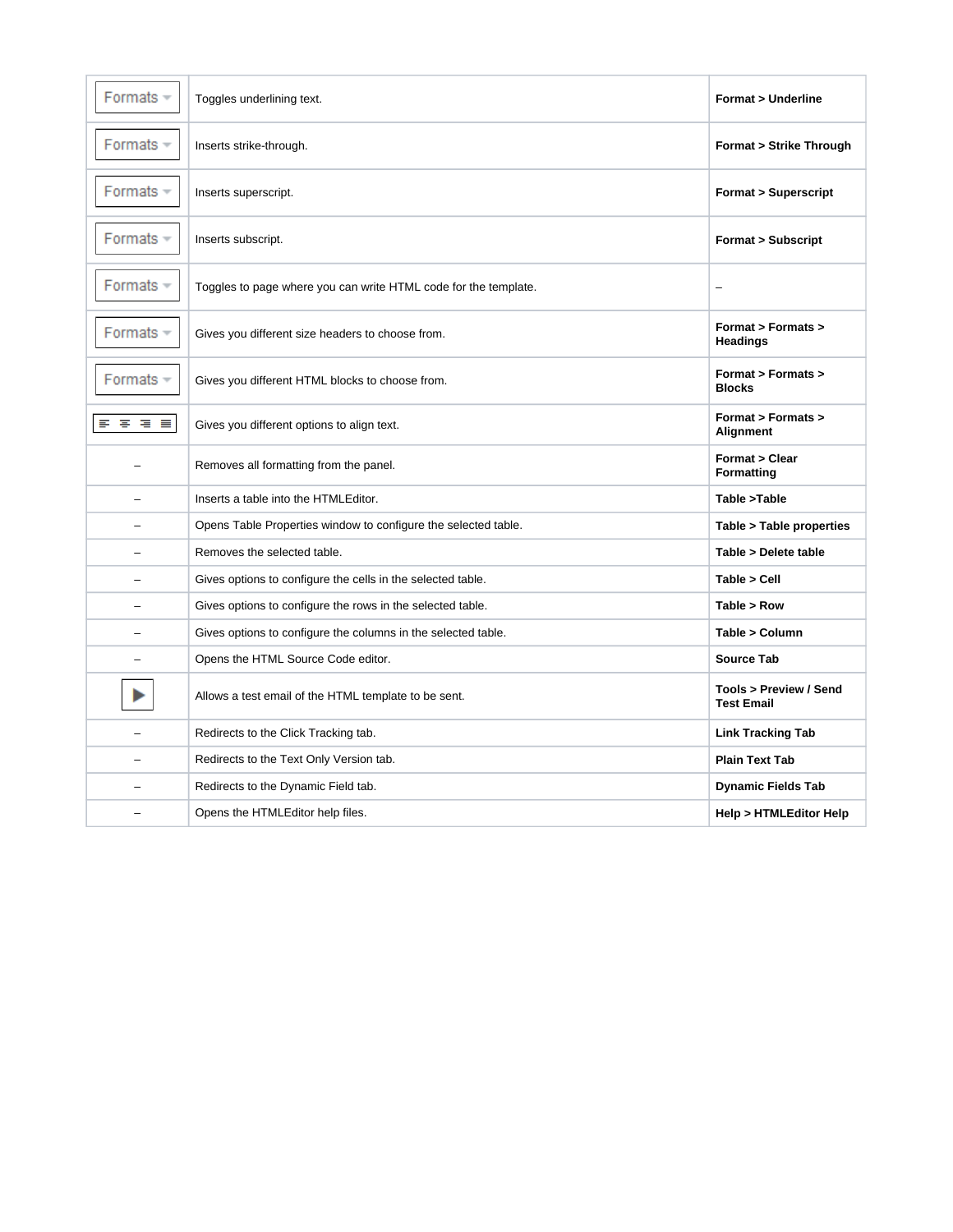| | | |
|---|---|---|
| Formats | Toggles underlining text. | **Format > Underline** |
| Formats | Inserts strike-through. | **Format > Strike Through** |
| Formats | Inserts superscript. | **Format > Superscript** |
| Formats | Inserts subscript. | **Format > Subscript** |
| Formats | Toggles to page where you can write HTML code for the template. | – |
| Formats | Gives you different size headers to choose from. | **Format > Formats > Headings** |
| Formats | Gives you different HTML blocks to choose from. | **Format > Formats > Blocks** |
| | Gives you different options to align text. | **Format > Formats > Alignment** |
| – | Removes all formatting from the panel. | **Format > Clear Formatting** |
| – | Inserts a table into the HTMLEditor. | **Table >Table** |
| – | Opens Table Properties window to configure the selected table. | **Table > Table properties** |
| – | Removes the selected table. | **Table > Delete table** |
| – | Gives options to configure the cells in the selected table. | **Table > Cell** |
| – | Gives options to configure the rows in the selected table. | **Table > Row** |
| – | Gives options to configure the columns in the selected table. | **Table > Column** |
| – | Opens the HTML Source Code editor. | **Source Tab** |
| | Allows a test email of the HTML template to be sent. | **Tools > Preview / Send Test Email** |
| – | Redirects to the Click Tracking tab. | **Link Tracking Tab** |
| – | Redirects to the Text Only Version tab. | **Plain Text Tab** |
| – | Redirects to the Dynamic Field tab. | **Dynamic Fields Tab** |
| – | Opens the HTMLEditor help files. | **Help > HTMLEditor Help** |